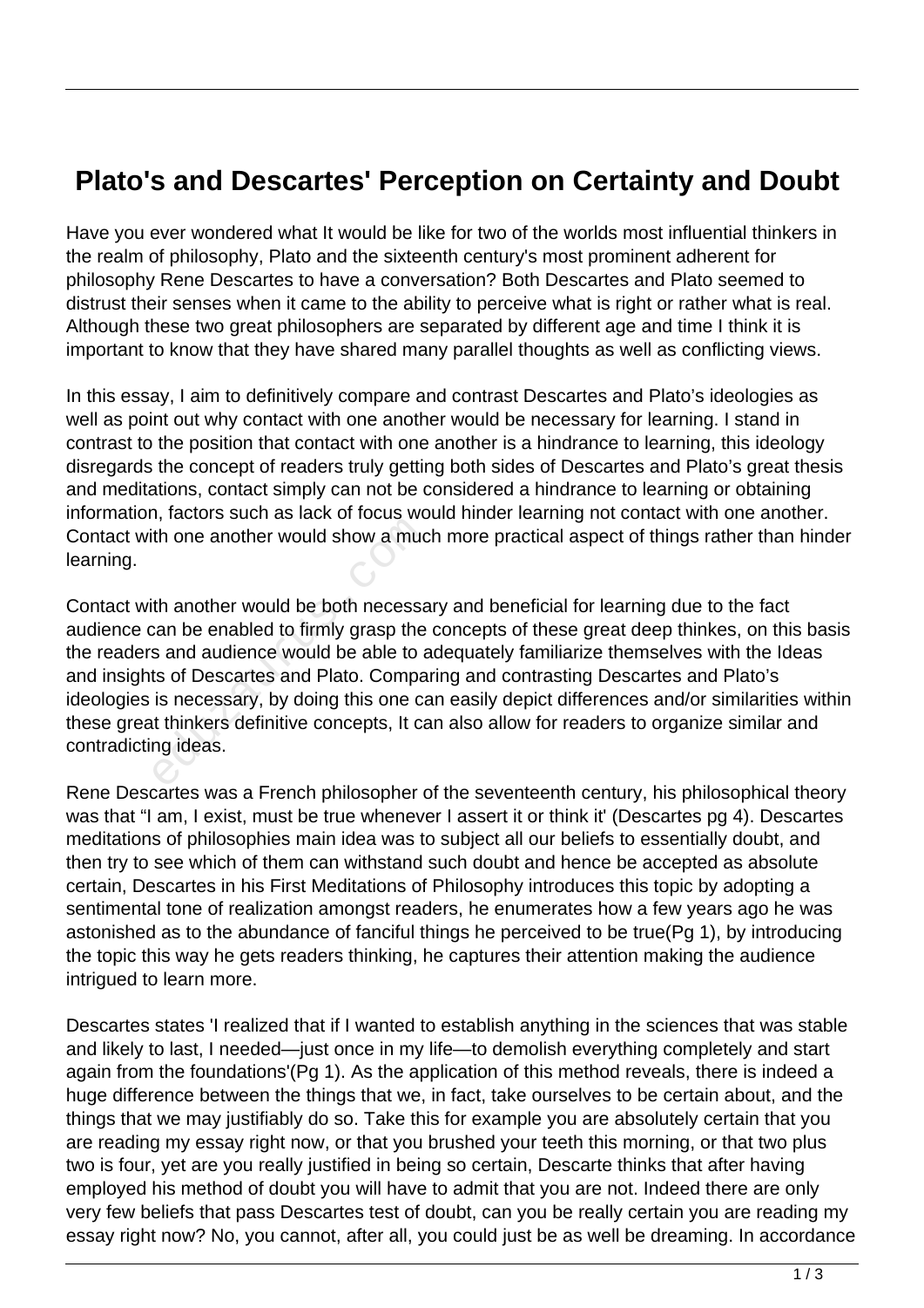# Plato's and Descartes' Perception on Certainty and Doubt

Have you ever wondered what It would be like for two of the worlds most influential thinkers in the realm of philosophy, Plato and the sixteenth century's most prominent adherent for philosophy Rene Descartes to have a conversation? Both Descartes and Plato seemed to distrust their senses when it came to the ability to perceive what is right or rather what is real. Although these two great philosophers are separated by different age and time I think it is important to know that they have shared many parallel thoughts as well as conflicting views.

In this essay, I aim to definitively compare and contrast Descartes and Plato's ideologies as well as point out why contact with one another would be necessary for learning. I stand in contrast to the position that contact with one another is a hindrance to learning, this ideology disregards the concept of readers truly getting both sides of Descartes and Plato's great thesis and meditations, contact simply can not be considered a hindrance to learning or obtaining information, factors such as lack of focus would hinder learning not contact with one another. Contact with one another would show a much more practical aspect of things rather than hinder learning.

Contact with another would be both necessary and beneficial for learning due to the fact audience can be enabled to firmly grasp the concepts of these great deep thinkes, on this basis the readers and audience would be able to adequately familiarize themselves with the Ideas and insights of Descartes and Plato. Comparing and contrasting Descartes and Plato's ideologies is necessary, by doing this one can easily depict differences and/or similarities within these great thinkers definitive concepts, It can also allow for readers to organize similar and contradicting ideas.

Rene Descartes was a French philosopher of the seventeenth century, his philosophical theory was that "I am, I exist, must be true whenever I assert it or think it' (Descartes pg 4). Descartes meditations of philosophies main idea was to subject all our beliefs to essentially doubt, and then try to see which of them can withstand such doubt and hence be accepted as absolute certain, Descartes in his First Meditations of Philosophy introduces this topic by adopting a sentimental tone of realization amongst readers, he enumerates how a few years ago he was astonished as to the abundance of fanciful things he perceived to be true(Pg 1), by introducing the topic this way he gets readers thinking, he captures their attention making the audience intrigued to learn more.

Descartes states 'I realized that if I wanted to establish anything in the sciences that was stable and likely to last, I needed—just once in my life—to demolish everything completely and start again from the foundations'(Pg 1). As the application of this method reveals, there is indeed a huge difference between the things that we, in fact, take ourselves to be certain about, and the things that we may justifiably do so. Take this for example you are absolutely certain that you are reading my essay right now, or that you brushed your teeth this morning, or that two plus two is four, yet are you really justified in being so certain, Descarte thinks that after having employed his method of doubt you will have to admit that you are not. Indeed there are only very few beliefs that pass Descartes test of doubt, can you be really certain you are reading my essay right now? No, you cannot, after all, you could just be as well be dreaming. In accordance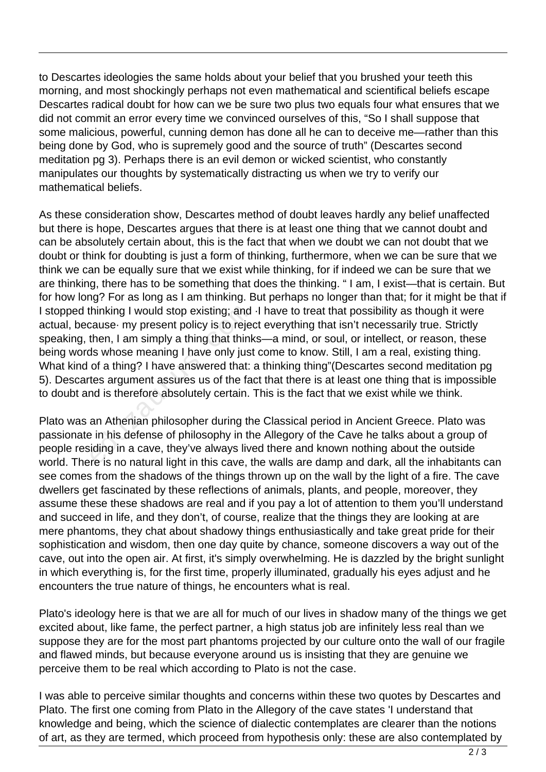to Descartes ideologies the same holds about your belief that you brushed your teeth this morning, and most shockingly perhaps not even mathematical and scientifical beliefs escape Descartes radical doubt for how can we be sure two plus two equals four what ensures that we did not commit an error every time we convinced ourselves of this, "So I shall suppose that some malicious, powerful, cunning demon has done all he can to deceive me—rather than this being done by God, who is supremely good and the source of truth" (Descartes second meditation pg 3). Perhaps there is an evil demon or wicked scientist, who constantly manipulates our thoughts by systematically distracting us when we try to verify our mathematical beliefs.

As these consideration show, Descartes method of doubt leaves hardly any belief unaffected but there is hope, Descartes argues that there is at least one thing that we cannot doubt and can be absolutely certain about, this is the fact that when we doubt we can not doubt that we doubt or think for doubting is just a form of thinking, furthermore, when we can be sure that we think we can be equally sure that we exist while thinking, for if indeed we can be sure that we are thinking, there has to be something that does the thinking. " I am, I exist—that is certain. But for how long? For as long as I am thinking. But perhaps no longer than that; for it might be that if I stopped thinking I would stop existing; and ·I have to treat that possibility as though it were actual, because· my present policy is to reject everything that isn't necessarily true. Strictly speaking, then, I am simply a thing that thinks—a mind, or soul, or intellect, or reason, these being words whose meaning I have only just come to know. Still, I am a real, existing thing. What kind of a thing? I have answered that: a thinking thing"(Descartes second meditation pg 5). Descartes argument assures us of the fact that there is at least one thing that is impossible to doubt and is therefore absolutely certain. This is the fact that we exist while we think.

Plato was an Athenian philosopher during the Classical period in Ancient Greece. Plato was passionate in his defense of philosophy in the Allegory of the Cave he talks about a group of people residing in a cave, they've always lived there and known nothing about the outside world. There is no natural light in this cave, the walls are damp and dark, all the inhabitants can see comes from the shadows of the things thrown up on the wall by the light of a fire. The cave dwellers get fascinated by these reflections of animals, plants, and people, moreover, they assume these these shadows are real and if you pay a lot of attention to them you'll understand and succeed in life, and they don't, of course, realize that the things they are looking at are mere phantoms, they chat about shadowy things enthusiastically and take great pride for their sophistication and wisdom, then one day quite by chance, someone discovers a way out of the cave, out into the open air. At first, it's simply overwhelming. He is dazzled by the bright sunlight in which everything is, for the first time, properly illuminated, gradually his eyes adjust and he encounters the true nature of things, he encounters what is real.

Plato's ideology here is that we are all for much of our lives in shadow many of the things we get excited about, like fame, the perfect partner, a high status job are infinitely less real than we suppose they are for the most part phantoms projected by our culture onto the wall of our fragile and flawed minds, but because everyone around us is insisting that they are genuine we perceive them to be real which according to Plato is not the case.

I was able to perceive similar thoughts and concerns within these two quotes by Descartes and Plato. The first one coming from Plato in the Allegory of the cave states 'I understand that knowledge and being, which the science of dialectic contemplates are clearer than the notions of art, as they are termed, which proceed from hypothesis only: these are also contemplated by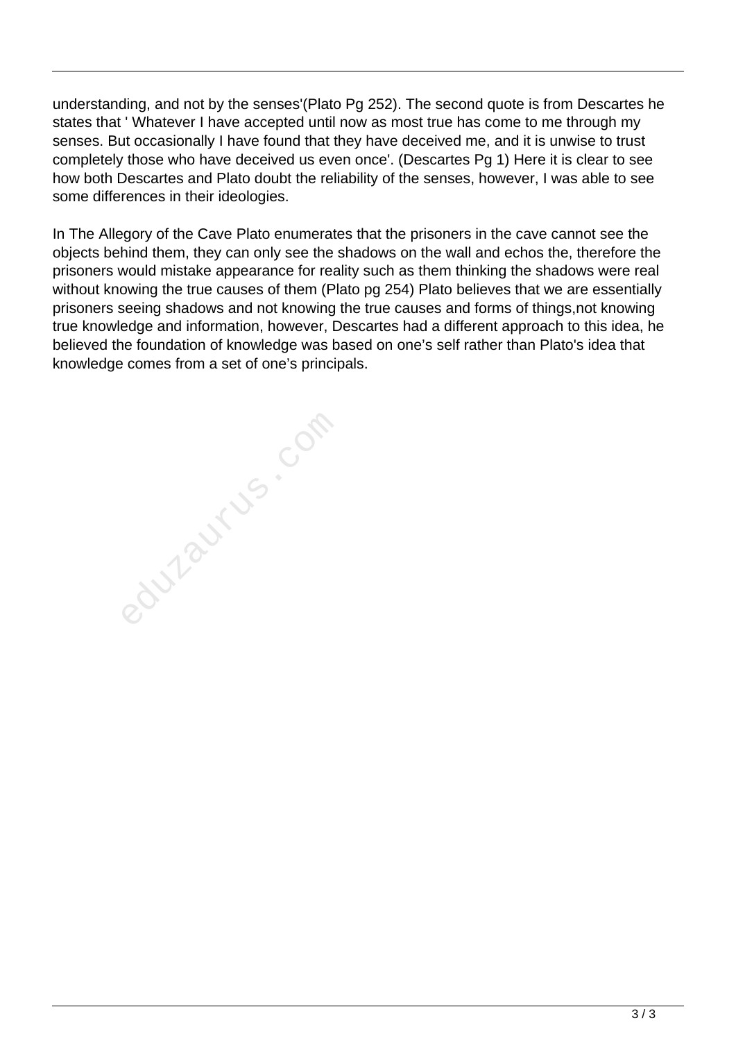understanding, and not by the senses'(Plato Pg 252). The second quote is from Descartes he states that ' Whatever I have accepted until now as most true has come to me through my senses. But occasionally I have found that they have deceived me, and it is unwise to trust completely those who have deceived us even once'. (Descartes Pg 1) Here it is clear to see how both Descartes and Plato doubt the reliability of the senses, however, I was able to see some differences in their ideologies.

In The Allegory of the Cave Plato enumerates that the prisoners in the cave cannot see the objects behind them, they can only see the shadows on the wall and echos the, therefore the prisoners would mistake appearance for reality such as them thinking the shadows were real without knowing the true causes of them (Plato pg 254) Plato believes that we are essentially prisoners seeing shadows and not knowing the true causes and forms of things,not knowing true knowledge and information, however, Descartes had a different approach to this idea, he believed the foundation of knowledge was based on one's self rather than Plato's idea that knowledge comes from a set of one's principals.